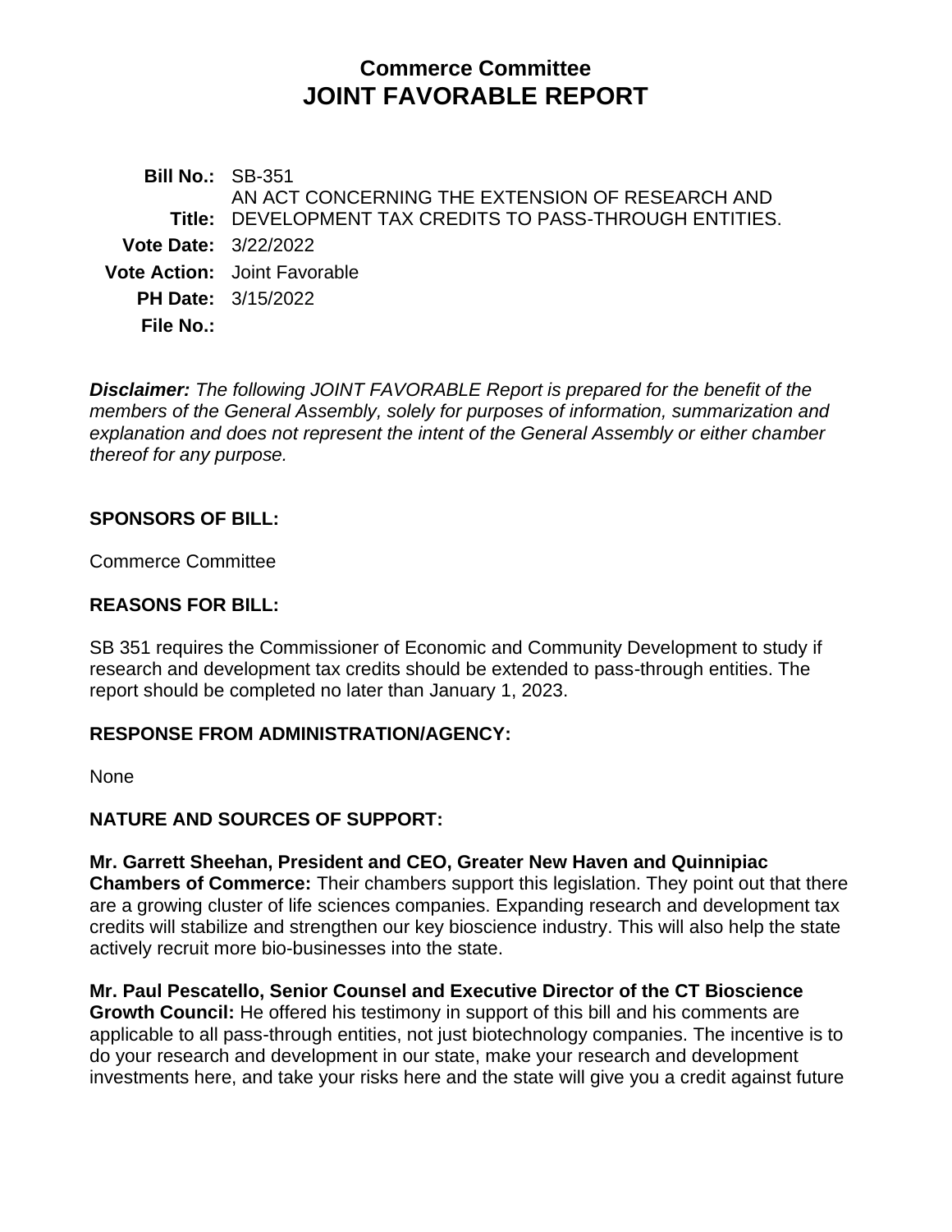# Commerce Committee
# JOINT FAVORABLE REPORT

**Bill No.:** SB-351
**Title:** AN ACT CONCERNING THE EXTENSION OF RESEARCH AND DEVELOPMENT TAX CREDITS TO PASS-THROUGH ENTITIES.
**Vote Date:** 3/22/2022
**Vote Action:** Joint Favorable
**PH Date:** 3/15/2022
**File No.:**

***Disclaimer:*** *The following JOINT FAVORABLE Report is prepared for the benefit of the members of the General Assembly, solely for purposes of information, summarization and explanation and does not represent the intent of the General Assembly or either chamber thereof for any purpose.*

## SPONSORS OF BILL:

Commerce Committee

## REASONS FOR BILL:

SB 351 requires the Commissioner of Economic and Community Development to study if research and development tax credits should be extended to pass-through entities. The report should be completed no later than January 1, 2023.

## RESPONSE FROM ADMINISTRATION/AGENCY:

None

## NATURE AND SOURCES OF SUPPORT:

**Mr. Garrett Sheehan, President and CEO, Greater New Haven and Quinnipiac Chambers of Commerce:** Their chambers support this legislation. They point out that there are a growing cluster of life sciences companies. Expanding research and development tax credits will stabilize and strengthen our key bioscience industry. This will also help the state actively recruit more bio-businesses into the state.

**Mr. Paul Pescatello, Senior Counsel and Executive Director of the CT Bioscience Growth Council:** He offered his testimony in support of this bill and his comments are applicable to all pass-through entities, not just biotechnology companies. The incentive is to do your research and development in our state, make your research and development investments here, and take your risks here and the state will give you a credit against future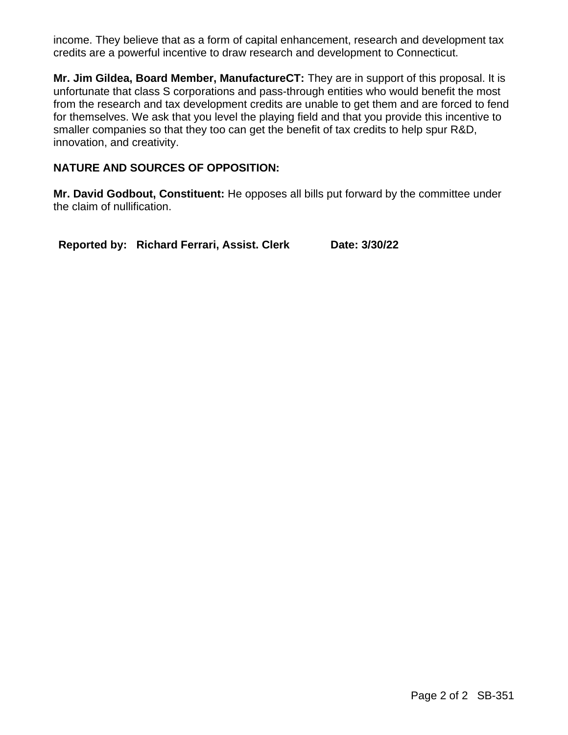income. They believe that as a form of capital enhancement, research and development tax credits are a powerful incentive to draw research and development to Connecticut.

**Mr. Jim Gildea, Board Member, ManufactureCT:** They are in support of this proposal. It is unfortunate that class S corporations and pass-through entities who would benefit the most from the research and tax development credits are unable to get them and are forced to fend for themselves. We ask that you level the playing field and that you provide this incentive to smaller companies so that they too can get the benefit of tax credits to help spur R&D, innovation, and creativity.

**NATURE AND SOURCES OF OPPOSITION:**

**Mr. David Godbout, Constituent:** He opposes all bills put forward by the committee under the claim of nullification.

**Reported by: Richard Ferrari, Assist. Clerk Date: 3/30/22**